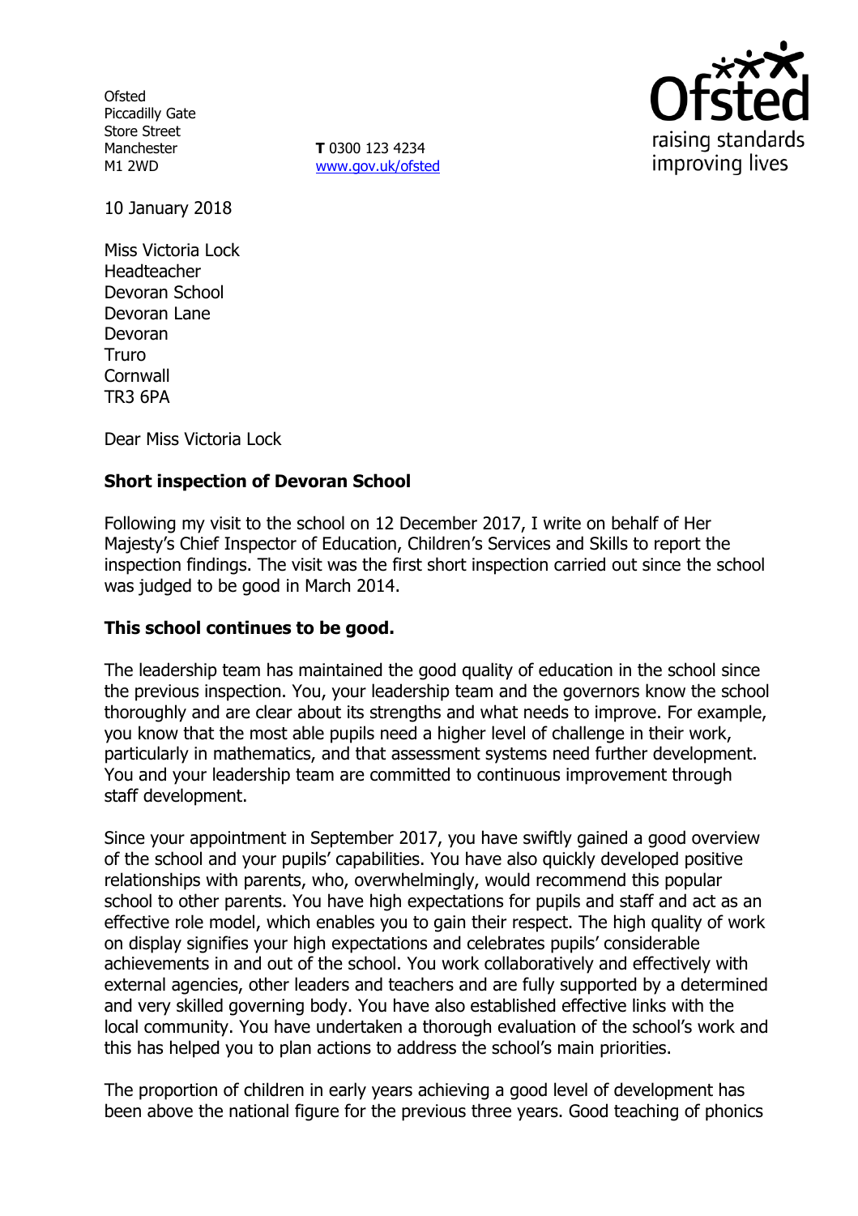Ofsted
Piccadilly Gate
Store Street
Manchester
M1 2WD

**T** 0300 123 4234
www.gov.uk/ofsted

10 January 2018

Miss Victoria Lock
Headteacher
Devoran School
Devoran Lane
Devoran
Truro
Cornwall
TR3 6PA

Dear Miss Victoria Lock

**Short inspection of Devoran School**

Following my visit to the school on 12 December 2017, I write on behalf of Her Majesty's Chief Inspector of Education, Children's Services and Skills to report the inspection findings. The visit was the first short inspection carried out since the school was judged to be good in March 2014.

**This school continues to be good.**

The leadership team has maintained the good quality of education in the school since the previous inspection. You, your leadership team and the governors know the school thoroughly and are clear about its strengths and what needs to improve. For example, you know that the most able pupils need a higher level of challenge in their work, particularly in mathematics, and that assessment systems need further development. You and your leadership team are committed to continuous improvement through staff development.

Since your appointment in September 2017, you have swiftly gained a good overview of the school and your pupils' capabilities. You have also quickly developed positive relationships with parents, who, overwhelmingly, would recommend this popular school to other parents. You have high expectations for pupils and staff and act as an effective role model, which enables you to gain their respect. The high quality of work on display signifies your high expectations and celebrates pupils' considerable achievements in and out of the school. You work collaboratively and effectively with external agencies, other leaders and teachers and are fully supported by a determined and very skilled governing body. You have also established effective links with the local community. You have undertaken a thorough evaluation of the school's work and this has helped you to plan actions to address the school's main priorities.

The proportion of children in early years achieving a good level of development has been above the national figure for the previous three years. Good teaching of phonics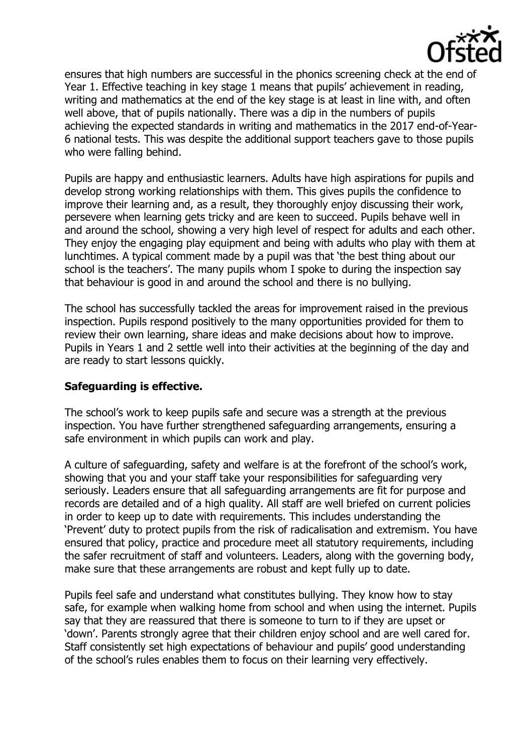ensures that high numbers are successful in the phonics screening check at the end of Year 1. Effective teaching in key stage 1 means that pupils' achievement in reading, writing and mathematics at the end of the key stage is at least in line with, and often well above, that of pupils nationally. There was a dip in the numbers of pupils achieving the expected standards in writing and mathematics in the 2017 end-of-Year-6 national tests. This was despite the additional support teachers gave to those pupils who were falling behind.

Pupils are happy and enthusiastic learners. Adults have high aspirations for pupils and develop strong working relationships with them. This gives pupils the confidence to improve their learning and, as a result, they thoroughly enjoy discussing their work, persevere when learning gets tricky and are keen to succeed. Pupils behave well in and around the school, showing a very high level of respect for adults and each other. They enjoy the engaging play equipment and being with adults who play with them at lunchtimes. A typical comment made by a pupil was that 'the best thing about our school is the teachers'. The many pupils whom I spoke to during the inspection say that behaviour is good in and around the school and there is no bullying.

The school has successfully tackled the areas for improvement raised in the previous inspection. Pupils respond positively to the many opportunities provided for them to review their own learning, share ideas and make decisions about how to improve. Pupils in Years 1 and 2 settle well into their activities at the beginning of the day and are ready to start lessons quickly.

**Safeguarding is effective.**

The school's work to keep pupils safe and secure was a strength at the previous inspection. You have further strengthened safeguarding arrangements, ensuring a safe environment in which pupils can work and play.

A culture of safeguarding, safety and welfare is at the forefront of the school's work, showing that you and your staff take your responsibilities for safeguarding very seriously. Leaders ensure that all safeguarding arrangements are fit for purpose and records are detailed and of a high quality. All staff are well briefed on current policies in order to keep up to date with requirements. This includes understanding the 'Prevent' duty to protect pupils from the risk of radicalisation and extremism. You have ensured that policy, practice and procedure meet all statutory requirements, including the safer recruitment of staff and volunteers. Leaders, along with the governing body, make sure that these arrangements are robust and kept fully up to date.

Pupils feel safe and understand what constitutes bullying. They know how to stay safe, for example when walking home from school and when using the internet. Pupils say that they are reassured that there is someone to turn to if they are upset or 'down'. Parents strongly agree that their children enjoy school and are well cared for. Staff consistently set high expectations of behaviour and pupils' good understanding of the school's rules enables them to focus on their learning very effectively.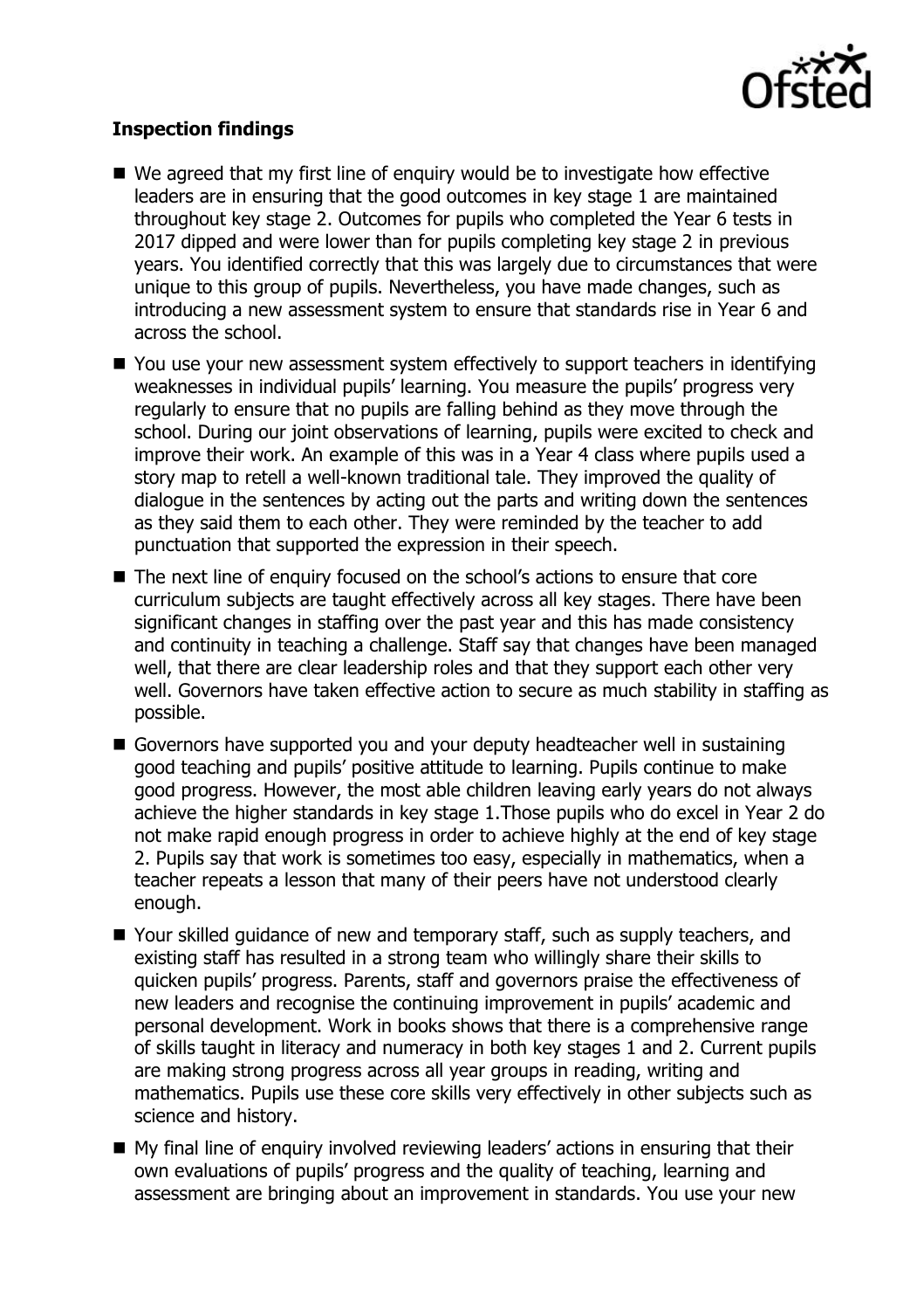**Inspection findings**

- We agreed that my first line of enquiry would be to investigate how effective leaders are in ensuring that the good outcomes in key stage 1 are maintained throughout key stage 2. Outcomes for pupils who completed the Year 6 tests in 2017 dipped and were lower than for pupils completing key stage 2 in previous years. You identified correctly that this was largely due to circumstances that were unique to this group of pupils. Nevertheless, you have made changes, such as introducing a new assessment system to ensure that standards rise in Year 6 and across the school.
- You use your new assessment system effectively to support teachers in identifying weaknesses in individual pupils' learning. You measure the pupils' progress very regularly to ensure that no pupils are falling behind as they move through the school. During our joint observations of learning, pupils were excited to check and improve their work. An example of this was in a Year 4 class where pupils used a story map to retell a well-known traditional tale. They improved the quality of dialogue in the sentences by acting out the parts and writing down the sentences as they said them to each other. They were reminded by the teacher to add punctuation that supported the expression in their speech.
- The next line of enquiry focused on the school's actions to ensure that core curriculum subjects are taught effectively across all key stages. There have been significant changes in staffing over the past year and this has made consistency and continuity in teaching a challenge. Staff say that changes have been managed well, that there are clear leadership roles and that they support each other very well. Governors have taken effective action to secure as much stability in staffing as possible.
- Governors have supported you and your deputy headteacher well in sustaining good teaching and pupils' positive attitude to learning. Pupils continue to make good progress. However, the most able children leaving early years do not always achieve the higher standards in key stage 1.Those pupils who do excel in Year 2 do not make rapid enough progress in order to achieve highly at the end of key stage 2. Pupils say that work is sometimes too easy, especially in mathematics, when a teacher repeats a lesson that many of their peers have not understood clearly enough.
- Your skilled guidance of new and temporary staff, such as supply teachers, and existing staff has resulted in a strong team who willingly share their skills to quicken pupils' progress. Parents, staff and governors praise the effectiveness of new leaders and recognise the continuing improvement in pupils' academic and personal development. Work in books shows that there is a comprehensive range of skills taught in literacy and numeracy in both key stages 1 and 2. Current pupils are making strong progress across all year groups in reading, writing and mathematics. Pupils use these core skills very effectively in other subjects such as science and history.
- My final line of enquiry involved reviewing leaders' actions in ensuring that their own evaluations of pupils' progress and the quality of teaching, learning and assessment are bringing about an improvement in standards. You use your new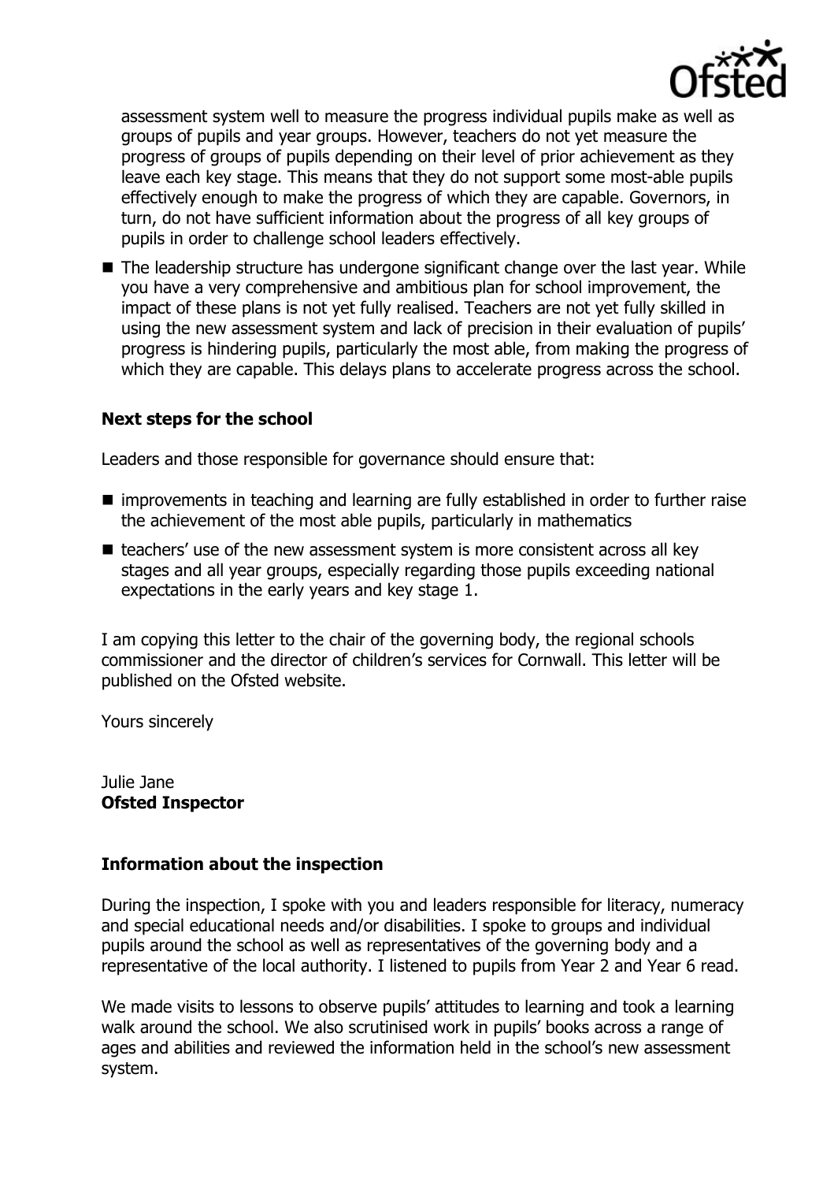assessment system well to measure the progress individual pupils make as well as groups of pupils and year groups. However, teachers do not yet measure the progress of groups of pupils depending on their level of prior achievement as they leave each key stage. This means that they do not support some most-able pupils effectively enough to make the progress of which they are capable. Governors, in turn, do not have sufficient information about the progress of all key groups of pupils in order to challenge school leaders effectively.

- The leadership structure has undergone significant change over the last year. While you have a very comprehensive and ambitious plan for school improvement, the impact of these plans is not yet fully realised. Teachers are not yet fully skilled in using the new assessment system and lack of precision in their evaluation of pupils' progress is hindering pupils, particularly the most able, from making the progress of which they are capable. This delays plans to accelerate progress across the school.

## Next steps for the school

Leaders and those responsible for governance should ensure that:

- improvements in teaching and learning are fully established in order to further raise the achievement of the most able pupils, particularly in mathematics
- teachers' use of the new assessment system is more consistent across all key stages and all year groups, especially regarding those pupils exceeding national expectations in the early years and key stage 1.

I am copying this letter to the chair of the governing body, the regional schools commissioner and the director of children's services for Cornwall. This letter will be published on the Ofsted website.

Yours sincerely

Julie Jane
**Ofsted Inspector**

## Information about the inspection

During the inspection, I spoke with you and leaders responsible for literacy, numeracy and special educational needs and/or disabilities. I spoke to groups and individual pupils around the school as well as representatives of the governing body and a representative of the local authority. I listened to pupils from Year 2 and Year 6 read.

We made visits to lessons to observe pupils' attitudes to learning and took a learning walk around the school. We also scrutinised work in pupils' books across a range of ages and abilities and reviewed the information held in the school's new assessment system.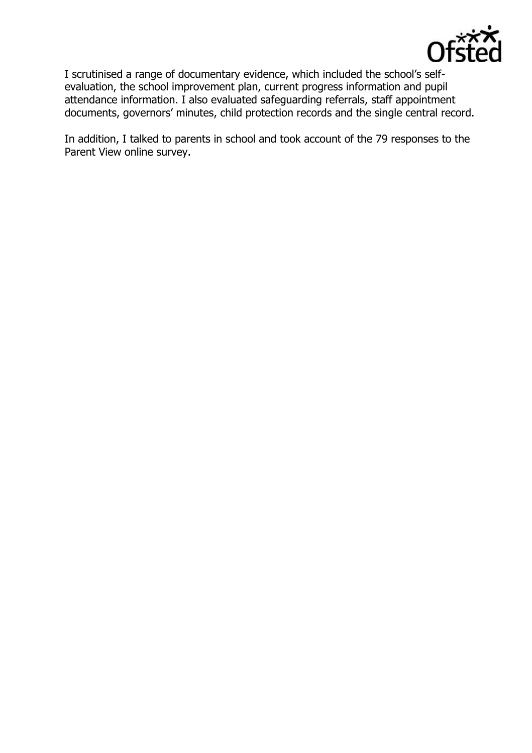I scrutinised a range of documentary evidence, which included the school's self-evaluation, the school improvement plan, current progress information and pupil attendance information. I also evaluated safeguarding referrals, staff appointment documents, governors' minutes, child protection records and the single central record.

In addition, I talked to parents in school and took account of the 79 responses to the Parent View online survey.